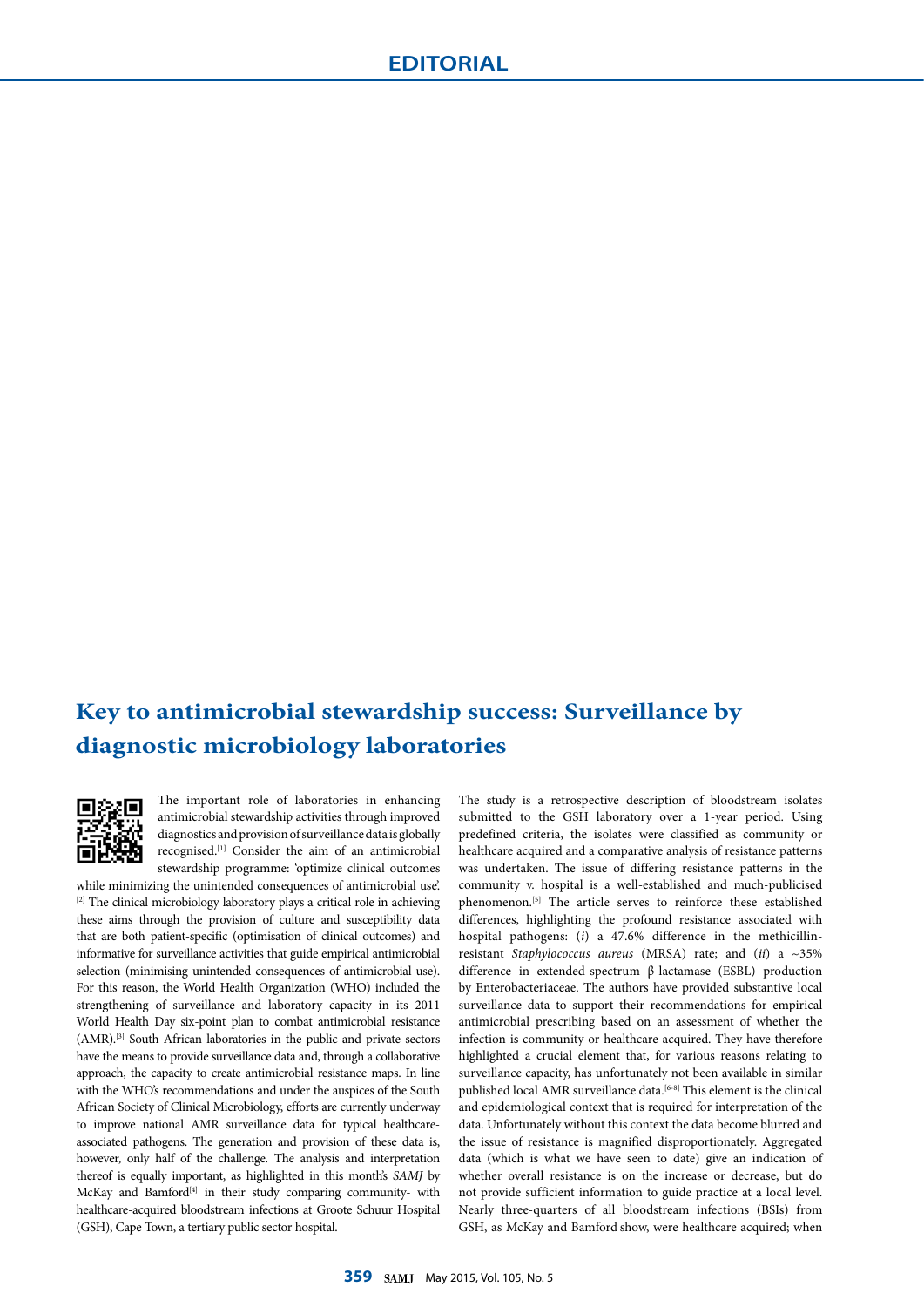# Key to antimicrobial stewardship success: Surveillance by diagnostic microbiology laboratories

The important role of laboratories in enhancing antimicrobial stewardship activities through improved diagnostics and provision of surveillance data is globally recognised.[1] Consider the aim of an antimicrobial stewardship programme: 'optimize clinical outcomes while minimizing the unintended consequences of antimicrobial use'.[2] The clinical microbiology laboratory plays a critical role in achieving these aims through the provision of culture and susceptibility data that are both patient-specific (optimisation of clinical outcomes) and informative for surveillance activities that guide empirical antimicrobial selection (minimising unintended consequences of antimicrobial use). For this reason, the World Health Organization (WHO) included the strengthening of surveillance and laboratory capacity in its 2011 World Health Day six-point plan to combat antimicrobial resistance (AMR).[3] South African laboratories in the public and private sectors have the means to provide surveillance data and, through a collaborative approach, the capacity to create antimicrobial resistance maps. In line with the WHO's recommendations and under the auspices of the South African Society of Clinical Microbiology, efforts are currently underway to improve national AMR surveillance data for typical healthcare-associated pathogens. The generation and provision of these data is, however, only half of the challenge. The analysis and interpretation thereof is equally important, as highlighted in this month's *SAMJ* by McKay and Bamford[4] in their study comparing community- with healthcare-acquired bloodstream infections at Groote Schuur Hospital (GSH), Cape Town, a tertiary public sector hospital.

The study is a retrospective description of bloodstream isolates submitted to the GSH laboratory over a 1-year period. Using predefined criteria, the isolates were classified as community or healthcare acquired and a comparative analysis of resistance patterns was undertaken. The issue of differing resistance patterns in the community v. hospital is a well-established and much-publicised phenomenon.[5] The article serves to reinforce these established differences, highlighting the profound resistance associated with hospital pathogens: (*i*) a 47.6% difference in the methicillin-resistant *Staphylococcus aureus* (MRSA) rate; and (*ii*) a ~35% difference in extended-spectrum β-lactamase (ESBL) production by Enterobacteriaceae. The authors have provided substantive local surveillance data to support their recommendations for empirical antimicrobial prescribing based on an assessment of whether the infection is community or healthcare acquired. They have therefore highlighted a crucial element that, for various reasons relating to surveillance capacity, has unfortunately not been available in similar published local AMR surveillance data.[6-8] This element is the clinical and epidemiological context that is required for interpretation of the data. Unfortunately without this context the data become blurred and the issue of resistance is magnified disproportionately. Aggregated data (which is what we have seen to date) give an indication of whether overall resistance is on the increase or decrease, but do not provide sufficient information to guide practice at a local level. Nearly three-quarters of all bloodstream infections (BSIs) from GSH, as McKay and Bamford show, were healthcare acquired; when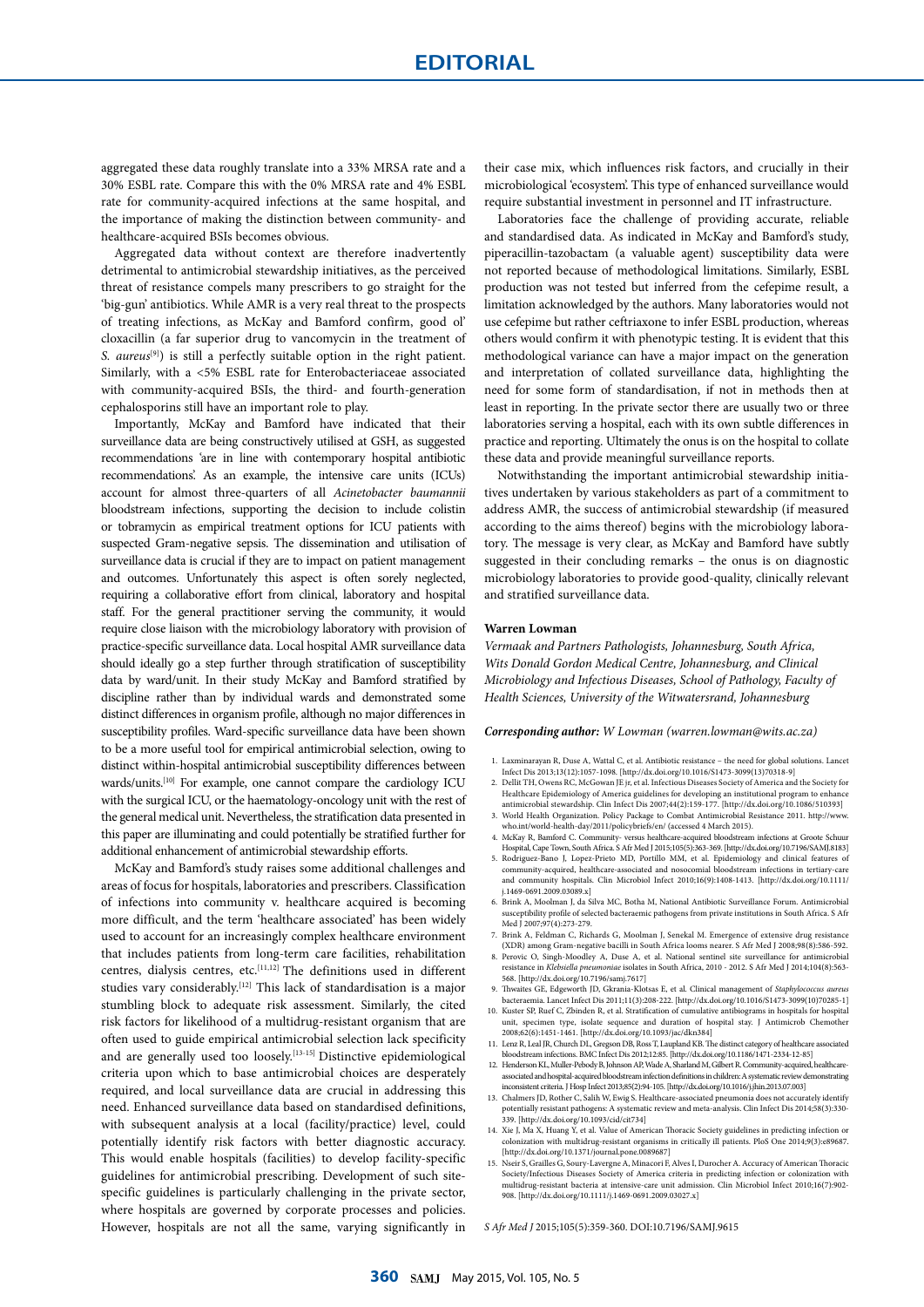aggregated these data roughly translate into a 33% MRSA rate and a 30% ESBL rate. Compare this with the 0% MRSA rate and 4% ESBL rate for community-acquired infections at the same hospital, and the importance of making the distinction between community- and healthcare-acquired BSIs becomes obvious.

Aggregated data without context are therefore inadvertently detrimental to antimicrobial stewardship initiatives, as the perceived threat of resistance compels many prescribers to go straight for the 'big-gun' antibiotics. While AMR is a very real threat to the prospects of treating infections, as McKay and Bamford confirm, good ol' cloxacillin (a far superior drug to vancomycin in the treatment of *S. aureus*[9]) is still a perfectly suitable option in the right patient. Similarly, with a <5% ESBL rate for Enterobacteriaceae associated with community-acquired BSIs, the third- and fourth-generation cephalosporins still have an important role to play.

Importantly, McKay and Bamford have indicated that their surveillance data are being constructively utilised at GSH, as suggested recommendations 'are in line with contemporary hospital antibiotic recommendations'. As an example, the intensive care units (ICUs) account for almost three-quarters of all *Acinetobacter baumannii* bloodstream infections, supporting the decision to include colistin or tobramycin as empirical treatment options for ICU patients with suspected Gram-negative sepsis. The dissemination and utilisation of surveillance data is crucial if they are to impact on patient management and outcomes. Unfortunately this aspect is often sorely neglected, requiring a collaborative effort from clinical, laboratory and hospital staff. For the general practitioner serving the community, it would require close liaison with the microbiology laboratory with provision of practice-specific surveillance data. Local hospital AMR surveillance data should ideally go a step further through stratification of susceptibility data by ward/unit. In their study McKay and Bamford stratified by discipline rather than by individual wards and demonstrated some distinct differences in organism profile, although no major differences in susceptibility profiles. Ward-specific surveillance data have been shown to be a more useful tool for empirical antimicrobial selection, owing to distinct within-hospital antimicrobial susceptibility differences between wards/units.[10] For example, one cannot compare the cardiology ICU with the surgical ICU, or the haematology-oncology unit with the rest of the general medical unit. Nevertheless, the stratification data presented in this paper are illuminating and could potentially be stratified further for additional enhancement of antimicrobial stewardship efforts.

McKay and Bamford's study raises some additional challenges and areas of focus for hospitals, laboratories and prescribers. Classification of infections into community v. healthcare acquired is becoming more difficult, and the term 'healthcare associated' has been widely used to account for an increasingly complex healthcare environment that includes patients from long-term care facilities, rehabilitation centres, dialysis centres, etc.[11,12] The definitions used in different studies vary considerably.[12] This lack of standardisation is a major stumbling block to adequate risk assessment. Similarly, the cited risk factors for likelihood of a multidrug-resistant organism that are often used to guide empirical antimicrobial selection lack specificity and are generally used too loosely.[13-15] Distinctive epidemiological criteria upon which to base antimicrobial choices are desperately required, and local surveillance data are crucial in addressing this need. Enhanced surveillance data based on standardised definitions, with subsequent analysis at a local (facility/practice) level, could potentially identify risk factors with better diagnostic accuracy. This would enable hospitals (facilities) to develop facility-specific guidelines for antimicrobial prescribing. Development of such site-specific guidelines is particularly challenging in the private sector, where hospitals are governed by corporate processes and policies. However, hospitals are not all the same, varying significantly in their case mix, which influences risk factors, and crucially in their microbiological 'ecosystem'. This type of enhanced surveillance would require substantial investment in personnel and IT infrastructure.

Laboratories face the challenge of providing accurate, reliable and standardised data. As indicated in McKay and Bamford's study, piperacillin-tazobactam (a valuable agent) susceptibility data were not reported because of methodological limitations. Similarly, ESBL production was not tested but inferred from the cefepime result, a limitation acknowledged by the authors. Many laboratories would not use cefepime but rather ceftriaxone to infer ESBL production, whereas others would confirm it with phenotypic testing. It is evident that this methodological variance can have a major impact on the generation and interpretation of collated surveillance data, highlighting the need for some form of standardisation, if not in methods then at least in reporting. In the private sector there are usually two or three laboratories serving a hospital, each with its own subtle differences in practice and reporting. Ultimately the onus is on the hospital to collate these data and provide meaningful surveillance reports.

Notwithstanding the important antimicrobial stewardship initiatives undertaken by various stakeholders as part of a commitment to address AMR, the success of antimicrobial stewardship (if measured according to the aims thereof) begins with the microbiology laboratory. The message is very clear, as McKay and Bamford have subtly suggested in their concluding remarks – the onus is on diagnostic microbiology laboratories to provide good-quality, clinically relevant and stratified surveillance data.

**Warren Lowman**

*Vermaak and Partners Pathologists, Johannesburg, South Africa, Wits Donald Gordon Medical Centre, Johannesburg, and Clinical Microbiology and Infectious Diseases, School of Pathology, Faculty of Health Sciences, University of the Witwatersrand, Johannesburg*

***Corresponding author:*** *W Lowman (warren.lowman@wits.ac.za)*

1. Laxminarayan R, Duse A, Wattal C, et al. Antibiotic resistance – the need for global solutions. Lancet Infect Dis 2013;13(12):1057-1098. [http://dx.doi.org/10.1016/S1473-3099(13)70318-9]
2. Dellit TH, Owens RC, McGowan JE jr, et al. Infectious Diseases Society of America and the Society for Healthcare Epidemiology of America guidelines for developing an institutional program to enhance antimicrobial stewardship. Clin Infect Dis 2007;44(2):159-177. [http://dx.doi.org/10.1086/510393]
3. World Health Organization. Policy Package to Combat Antimicrobial Resistance 2011. http://www.who.int/world-health-day/2011/policybriefs/en/ (accessed 4 March 2015).
4. McKay R, Bamford C. Community- versus healthcare-acquired bloodstream infections at Groote Schuur Hospital, Cape Town, South Africa. S Afr Med J 2015;105(5):363-369. [http://dx.doi.org/10.7196/SAMJ.8183]
5. Rodriguez-Bano J, Lopez-Prieto MD, Portillo MM, et al. Epidemiology and clinical features of community-acquired, healthcare-associated and nosocomial bloodstream infections in tertiary-care and community hospitals. Clin Microbiol Infect 2010;16(9):1408-1413. [http://dx.doi.org/10.1111/j.1469-0691.2009.03089.x]
6. Brink A, Moolman J, da Silva MC, Botha M, National Antibiotic Surveillance Forum. Antimicrobial susceptibility profile of selected bacteraemic pathogens from private institutions in South Africa. S Afr Med J 2007;97(4):273-279.
7. Brink A, Feldman C, Richards G, Moolman J, Senekal M. Emergence of extensive drug resistance (XDR) among Gram-negative bacilli in South Africa looms nearer. S Afr Med J 2008;98(8):586-592.
8. Perovic O, Singh-Moodley A, Duse A, et al. National sentinel site surveillance for antimicrobial resistance in *Klebsiella pneumoniae* isolates in South Africa, 2010 - 2012. S Afr Med J 2014;104(8):563-568. [http://dx.doi.org/10.7196/samj.7617]
9. Thwaites GE, Edgeworth JD, Gkrania-Klotsas E, et al. Clinical management of *Staphylococcus aureus* bacteraemia. Lancet Infect Dis 2011;11(3):208-222. [http://dx.doi.org/10.1016/S1473-3099(10)70285-1]
10. Kuster SP, Ruef C, Zbinden R, et al. Stratification of cumulative antibiograms in hospitals for hospital unit, specimen type, isolate sequence and duration of hospital stay. J Antimicrob Chemother 2008;62(6):1451-1461. [http://dx.doi.org/10.1093/jac/dkn384]
11. Lenz R, Leal JR, Church DL, Gregson DB, Ross T, Laupland KB. The distinct category of healthcare associated bloodstream infections. BMC Infect Dis 2012;12:85. [http://dx.doi.org/10.1186/1471-2334-12-85]
12. Henderson KL, Muller-Pebody B, Johnson AP, Wade A, Sharland M, Gilbert R. Community-acquired, healthcare-associated and hospital-acquired bloodstream infection definitions in children: A systematic review demonstrating inconsistent criteria. J Hosp Infect 2013;85(2):94-105. [http://dx.doi.org/10.1016/j.jhin.2013.07.003]
13. Chalmers JD, Rother C, Salih W, Ewig S. Healthcare-associated pneumonia does not accurately identify potentially resistant pathogens: A systematic review and meta-analysis. Clin Infect Dis 2014;58(3):330-339. [http://dx.doi.org/10.1093/cid/cit734]
14. Xie J, Ma X, Huang Y, et al. Value of American Thoracic Society guidelines in predicting infection or colonization with multidrug-resistant organisms in critically ill patients. PloS One 2014;9(3):e89687. [http://dx.doi.org/10.1371/journal.pone.0089687]
15. Nseir S, Grailles G, Soury-Lavergne A, Minacori F, Alves I, Durocher A. Accuracy of American Thoracic Society/Infectious Diseases Society of America criteria in predicting infection or colonization with multidrug-resistant bacteria at intensive-care unit admission. Clin Microbiol Infect 2010;16(7):902-908. [http://dx.doi.org/10.1111/j.1469-0691.2009.03027.x]

*S Afr Med J* 2015;105(5):359-360. DOI:10.7196/SAMJ.9615